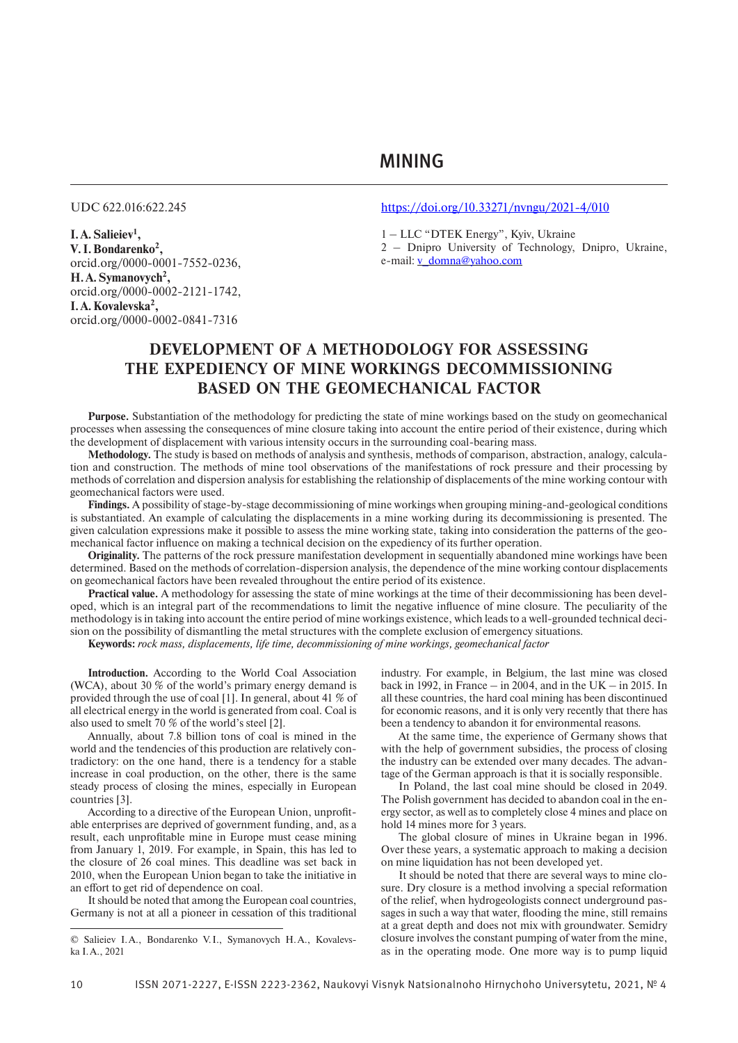# MINING

UDC 622.016:622.245

https://doi.org/10.33271/nvngu/2021-4/010

**I. A. Salieiev[1],**
**V. I. Bondarenko[2],**
orcid.org/0000-0001-7552-0236,
**H. A. Symanovych[2],**
orcid.org/0000-0002-2121-1742,
**I. A. Kovalevska[2],**
orcid.org/0000-0002-0841-7316

1 – LLC "DTEK Energy", Kyiv, Ukraine
2 – Dnipro University of Technology, Dnipro, Ukraine, e-mail: v_domna@yahoo.com

## DEVELOPMENT OF A METHODOLOGY FOR ASSESSING THE EXPEDIENCY OF MINE WORKINGS DECOMMISSIONING BASED ON THE GEOMECHANICAL FACTOR

**Purpose.** Substantiation of the methodology for predicting the state of mine workings based on the study on geomechanical processes when assessing the consequences of mine closure taking into account the entire period of their existence, during which the development of displacement with various intensity occurs in the surrounding coal-bearing mass.

**Methodology.** The study is based on methods of analysis and synthesis, methods of comparison, abstraction, analogy, calculation and construction. The methods of mine tool observations of the manifestations of rock pressure and their processing by methods of correlation and dispersion analysis for establishing the relationship of displacements of the mine working contour with geomechanical factors were used.

**Findings.** A possibility of stage-by-stage decommissioning of mine workings when grouping mining-and-geological conditions is substantiated. An example of calculating the displacements in a mine working during its decommissioning is presented. The given calculation expressions make it possible to assess the mine working state, taking into consideration the patterns of the geomechanical factor influence on making a technical decision on the expediency of its further operation.

**Originality.** The patterns of the rock pressure manifestation development in sequentially abandoned mine workings have been determined. Based on the methods of correlation-dispersion analysis, the dependence of the mine working contour displacements on geomechanical factors have been revealed throughout the entire period of its existence.

**Practical value.** A methodology for assessing the state of mine workings at the time of their decommissioning has been developed, which is an integral part of the recommendations to limit the negative influence of mine closure. The peculiarity of the methodology is in taking into account the entire period of mine workings existence, which leads to a well-grounded technical decision on the possibility of dismantling the metal structures with the complete exclusion of emergency situations.

**Keywords:** *rock mass, displacements, life time, decommissioning of mine workings, geomechanical factor*

**Introduction.** According to the World Coal Association (WCA), about 30 % of the world's primary energy demand is provided through the use of coal [1]. In general, about 41 % of all electrical energy in the world is generated from coal. Coal is also used to smelt 70 % of the world's steel [2].

Annually, about 7.8 billion tons of coal is mined in the world and the tendencies of this production are relatively contradictory: on the one hand, there is a tendency for a stable increase in coal production, on the other, there is the same steady process of closing the mines, especially in European countries [3].

According to a directive of the European Union, unprofitable enterprises are deprived of government funding, and, as a result, each unprofitable mine in Europe must cease mining from January 1, 2019. For example, in Spain, this has led to the closure of 26 coal mines. This deadline was set back in 2010, when the European Union began to take the initiative in an effort to get rid of dependence on coal.

It should be noted that among the European coal countries, Germany is not at all a pioneer in cessation of this traditional industry. For example, in Belgium, the last mine was closed back in 1992, in France – in 2004, and in the UK – in 2015. In all these countries, the hard coal mining has been discontinued for economic reasons, and it is only very recently that there has been a tendency to abandon it for environmental reasons.

At the same time, the experience of Germany shows that with the help of government subsidies, the process of closing the industry can be extended over many decades. The advantage of the German approach is that it is socially responsible.

In Poland, the last coal mine should be closed in 2049. The Polish government has decided to abandon coal in the energy sector, as well as to completely close 4 mines and place on hold 14 mines more for 3 years.

The global closure of mines in Ukraine began in 1996. Over these years, a systematic approach to making a decision on mine liquidation has not been developed yet.

It should be noted that there are several ways to mine closure. Dry closure is a method involving a special reformation of the relief, when hydrogeologists connect underground passages in such a way that water, flooding the mine, still remains at a great depth and does not mix with groundwater. Semidry closure involves the constant pumping of water from the mine, as in the operating mode. One more way is to pump liquid

© Salieiev I. A., Bondarenko V. I., Symanovych H. A., Kovalevska I. A., 2021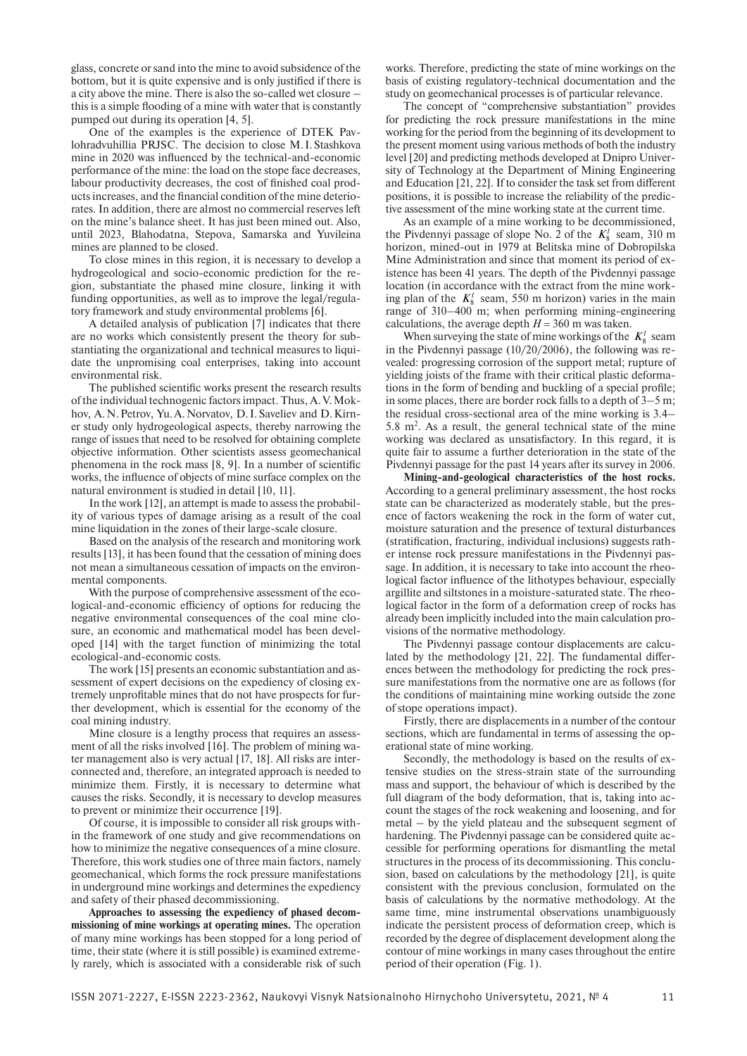glass, concrete or sand into the mine to avoid subsidence of the bottom, but it is quite expensive and is only justified if there is a city above the mine. There is also the so-called wet closure – this is a simple flooding of a mine with water that is constantly pumped out during its operation [4, 5].

One of the examples is the experience of DTEK Pavlohradvuhillia PRJSC. The decision to close M. I. Stashkova mine in 2020 was influenced by the technical-and-economic performance of the mine: the load on the stope face decreases, labour productivity decreases, the cost of finished coal products increases, and the financial condition of the mine deteriorates. In addition, there are almost no commercial reserves left on the mine's balance sheet. It has just been mined out. Also, until 2023, Blahodatna, Stepova, Samarska and Yuvileina mines are planned to be closed.

To close mines in this region, it is necessary to develop a hydrogeological and socio-economic prediction for the region, substantiate the phased mine closure, linking it with funding opportunities, as well as to improve the legal/regulatory framework and study environmental problems [6].

A detailed analysis of publication [7] indicates that there are no works which consistently present the theory for substantiating the organizational and technical measures to liquidate the unpromising coal enterprises, taking into account environmental risk.

The published scientific works present the research results of the individual technogenic factors impact. Thus, A. V. Mokhov, A. N. Petrov, Yu. A. Norvatov, D. I. Saveliev and D. Kirner study only hydrogeological aspects, thereby narrowing the range of issues that need to be resolved for obtaining complete objective information. Other scientists assess geomechanical phenomena in the rock mass [8, 9]. In a number of scientific works, the influence of objects of mine surface complex on the natural environment is studied in detail [10, 11].

In the work [12], an attempt is made to assess the probability of various types of damage arising as a result of the coal mine liquidation in the zones of their large-scale closure.

Based on the analysis of the research and monitoring work results [13], it has been found that the cessation of mining does not mean a simultaneous cessation of impacts on the environmental components.

With the purpose of comprehensive assessment of the ecological-and-economic efficiency of options for reducing the negative environmental consequences of the coal mine closure, an economic and mathematical model has been developed [14] with the target function of minimizing the total ecological-and-economic costs.

The work [15] presents an economic substantiation and assessment of expert decisions on the expediency of closing extremely unprofitable mines that do not have prospects for further development, which is essential for the economy of the coal mining industry.

Mine closure is a lengthy process that requires an assessment of all the risks involved [16]. The problem of mining water management is also very actual [17, 18]. All risks are interconnected and, therefore, an integrated approach is needed to minimize them. Firstly, it is necessary to determine what causes the risks. Secondly, it is necessary to develop measures to prevent or minimize their occurrence [19].

Of course, it is impossible to consider all risk groups within the framework of one study and give recommendations on how to minimize the negative consequences of a mine closure. Therefore, this work studies one of three main factors, namely geomechanical, which forms the rock pressure manifestations in underground mine workings and determines the expediency and safety of their phased decommissioning.

**Approaches to assessing the expediency of phased decommissioning of mine workings at operating mines.** The operation of many mine workings has been stopped for a long period of time, their state (where it is still possible) is examined extremely rarely, which is associated with a considerable risk of such works. Therefore, predicting the state of mine workings on the basis of existing regulatory-technical documentation and the study on geomechanical processes is of particular relevance.

The concept of "comprehensive substantiation" provides for predicting the rock pressure manifestations in the mine working for the period from the beginning of its development to the present moment using various methods of both the industry level [20] and predicting methods developed at Dnipro University of Technology at the Department of Mining Engineering and Education [21, 22]. If to consider the task set from different positions, it is possible to increase the reliability of the predictive assessment of the mine working state at the current time.

As an example of a mine working to be decommissioned, the Pivdennyi passage of slope No. 2 of the $K_8^l$ seam, 310 m horizon, mined-out in 1979 at Belitska mine of Dobropilska Mine Administration and since that moment its period of existence has been 41 years. The depth of the Pivdennyi passage location (in accordance with the extract from the mine working plan of the $K_8^l$ seam, 550 m horizon) varies in the main range of 310–400 m; when performing mining-engineering calculations, the average depth $H = 360$ m was taken.

When surveying the state of mine workings of the $K_8^l$ seam in the Pivdennyi passage (10/20/2006), the following was revealed: progressing corrosion of the support metal; rupture of yielding joists of the frame with their critical plastic deformations in the form of bending and buckling of a special profile; in some places, there are border rock falls to a depth of 3–5 m; the residual cross-sectional area of the mine working is 3.4–5.8 m$^2$. As a result, the general technical state of the mine working was declared as unsatisfactory. In this regard, it is quite fair to assume a further deterioration in the state of the Pivdennyi passage for the past 14 years after its survey in 2006.

**Mining-and-geological characteristics of the host rocks.** According to a general preliminary assessment, the host rocks state can be characterized as moderately stable, but the presence of factors weakening the rock in the form of water cut, moisture saturation and the presence of textural disturbances (stratification, fracturing, individual inclusions) suggests rather intense rock pressure manifestations in the Pivdennyi passage. In addition, it is necessary to take into account the rheological factor influence of the lithotypes behaviour, especially argillite and siltstones in a moisture-saturated state. The rheological factor in the form of a deformation creep of rocks has already been implicitly included into the main calculation provisions of the normative methodology.

The Pivdennyi passage contour displacements are calculated by the methodology [21, 22]. The fundamental differences between the methodology for predicting the rock pressure manifestations from the normative one are as follows (for the conditions of maintaining mine working outside the zone of stope operations impact).

Firstly, there are displacements in a number of the contour sections, which are fundamental in terms of assessing the operational state of mine working.

Secondly, the methodology is based on the results of extensive studies on the stress-strain state of the surrounding mass and support, the behaviour of which is described by the full diagram of the body deformation, that is, taking into account the stages of the rock weakening and loosening, and for metal – by the yield plateau and the subsequent segment of hardening. The Pivdennyi passage can be considered quite accessible for performing operations for dismantling the metal structures in the process of its decommissioning. This conclusion, based on calculations by the methodology [21], is quite consistent with the previous conclusion, formulated on the basis of calculations by the normative methodology. At the same time, mine instrumental observations unambiguously indicate the persistent process of deformation creep, which is recorded by the degree of displacement development along the contour of mine workings in many cases throughout the entire period of their operation (Fig. 1).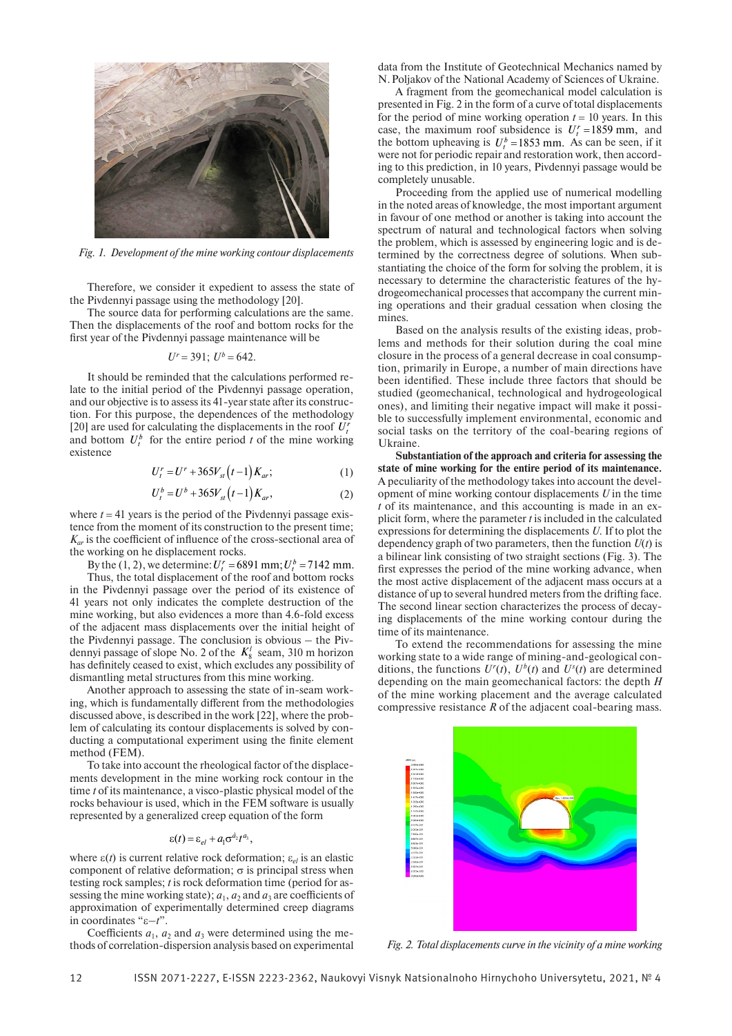*Fig. 1. Development of the mine working contour displacements*

Therefore, we consider it expedient to assess the state of the Pivdennyi passage using the methodology [20].

The source data for performing calculations are the same. Then the displacements of the roof and bottom rocks for the first year of the Pivdennyi passage maintenance will be

$$U^r = 391;\ U^b = 642.$$

It should be reminded that the calculations performed relate to the initial period of the Pivdennyi passage operation, and our objective is to assess its 41-year state after its construction. For this purpose, the dependences of the methodology [20] are used for calculating the displacements in the roof $U_t^r$ and bottom $U_t^b$ for the entire period $t$ of the mine working existence

$$U_t^r = U^r + 365V_{st}(t-1)K_{ar}; \quad (1)$$

$$U_t^b = U^b + 365V_{st}(t-1)K_{ar}, \quad (2)$$

where $t = 41$ years is the period of the Pivdennyi passage existence from the moment of its construction to the present time; $K_{ar}$ is the coefficient of influence of the cross-sectional area of the working on he displacement rocks.

By the (1, 2), we determine: $U_t^r = 6891$ mm; $U_t^b = 7142$ mm.

Thus, the total displacement of the roof and bottom rocks in the Pivdennyi passage over the period of its existence of 41 years not only indicates the complete destruction of the mine working, but also evidences a more than 4.6-fold excess of the adjacent mass displacements over the initial height of the Pivdennyi passage. The conclusion is obvious – the Pivdennyi passage of slope No. 2 of the $K_8^t$ seam, 310 m horizon has definitely ceased to exist, which excludes any possibility of dismantling metal structures from this mine working.

Another approach to assessing the state of in-seam working, which is fundamentally different from the methodologies discussed above, is described in the work [22], where the problem of calculating its contour displacements is solved by conducting a computational experiment using the finite element method (FEM).

To take into account the rheological factor of the displacements development in the mine working rock contour in the time $t$ of its maintenance, a visco-plastic physical model of the rocks behaviour is used, which in the FEM software is usually represented by a generalized creep equation of the form

$$\varepsilon(t) = \varepsilon_{el} + a_1\sigma^{a_2}t^{a_3},$$

where $\varepsilon(t)$ is current relative rock deformation; $\varepsilon_{el}$ is an elastic component of relative deformation; $\sigma$ is principal stress when testing rock samples; $t$ is rock deformation time (period for assessing the mine working state); $a_1$, $a_2$ and $a_3$ are coefficients of approximation of experimentally determined creep diagrams in coordinates "$\varepsilon$–$t$".

Coefficients $a_1$, $a_2$ and $a_3$ were determined using the methods of correlation-dispersion analysis based on experimental data from the Institute of Geotechnical Mechanics named by N. Poljakov of the National Academy of Sciences of Ukraine.

A fragment from the geomechanical model calculation is presented in Fig. 2 in the form of a curve of total displacements for the period of mine working operation $t = 10$ years. In this case, the maximum roof subsidence is $U_t^r = 1859$ mm, and the bottom upheaving is $U_t^b = 1853$ mm. As can be seen, if it were not for periodic repair and restoration work, then according to this prediction, in 10 years, Pivdennyi passage would be completely unusable.

Proceeding from the applied use of numerical modelling in the noted areas of knowledge, the most important argument in favour of one method or another is taking into account the spectrum of natural and technological factors when solving the problem, which is assessed by engineering logic and is determined by the correctness degree of solutions. When substantiating the choice of the form for solving the problem, it is necessary to determine the characteristic features of the hydrogeomechanical processes that accompany the current mining operations and their gradual cessation when closing the mines.

Based on the analysis results of the existing ideas, problems and methods for their solution during the coal mine closure in the process of a general decrease in coal consumption, primarily in Europe, a number of main directions have been identified. These include three factors that should be studied (geomechanical, technological and hydrogeological ones), and limiting their negative impact will make it possible to successfully implement environmental, economic and social tasks on the territory of the coal-bearing regions of Ukraine.

**Substantiation of the approach and criteria for assessing the state of mine working for the entire period of its maintenance.** A peculiarity of the methodology takes into account the development of mine working contour displacements $U$ in the time $t$ of its maintenance, and this accounting is made in an explicit form, where the parameter $t$ is included in the calculated expressions for determining the displacements $U$. If to plot the dependency graph of two parameters, then the function $U(t)$ is a bilinear link consisting of two straight sections (Fig. 3). The first expresses the period of the mine working advance, when the most active displacement of the adjacent mass occurs at a distance of up to several hundred meters from the drifting face. The second linear section characterizes the process of decaying displacements of the mine working contour during the time of its maintenance.

To extend the recommendations for assessing the mine working state to a wide range of mining-and-geological conditions, the functions $U^r(t)$, $U^b(t)$ and $U^s(t)$ are determined depending on the main geomechanical factors: the depth $H$ of the mine working placement and the average calculated compressive resistance $R$ of the adjacent coal-bearing mass.

*Fig. 2. Total displacements curve in the vicinity of a mine working*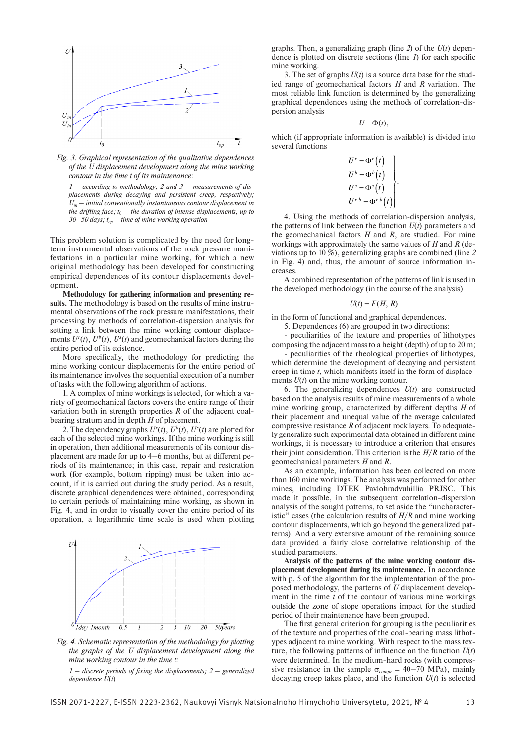*Fig. 3. Graphical representation of the qualitative dependences of the U displacement development along the mine working contour in the time t of its maintenance:*

*1 – according to methodology; 2 and 3 – measurements of displacements during decaying and persistent creep, respectively; $U_{in}$ – initial conventionally instantaneous contour displacement in the drifting face; $t_0$ – the duration of intense displacements, up to 30–50 days; $t_{op}$ – time of mine working operation*

This problem solution is complicated by the need for long-term instrumental observations of the rock pressure manifestations in a particular mine working, for which a new original methodology has been developed for constructing empirical dependences of its contour displacements development.

**Methodology for gathering information and presenting results.** The methodology is based on the results of mine instrumental observations of the rock pressure manifestations, their processing by methods of correlation-dispersion analysis for setting a link between the mine working contour displacements $U^r(t)$, $U^b(t)$, $U^s(t)$ and geomechanical factors during the entire period of its existence.

More specifically, the methodology for predicting the mine working contour displacements for the entire period of its maintenance involves the sequential execution of a number of tasks with the following algorithm of actions.

1. A complex of mine workings is selected, for which a variety of geomechanical factors covers the entire range of their variation both in strength properties $R$ of the adjacent coal-bearing stratum and in depth $H$ of placement.

2. The dependency graphs $U^r(t)$, $U^b(t)$, $U^s(t)$ are plotted for each of the selected mine workings. If the mine working is still in operation, then additional measurements of its contour displacement are made for up to 4–6 months, but at different periods of its maintenance; in this case, repair and restoration work (for example, bottom ripping) must be taken into account, if it is carried out during the study period. As a result, discrete graphical dependences were obtained, corresponding to certain periods of maintaining mine working, as shown in Fig. 4, and in order to visually cover the entire period of its operation, a logarithmic time scale is used when plotting

*Fig. 4. Schematic representation of the methodology for plotting the graphs of the U displacement development along the mine working contour in the time t:*

*1 – discrete periods of fixing the displacements; 2 – generalized dependence $U(t)$*

graphs. Then, a generalizing graph (line *2*) of the $U(t)$ dependence is plotted on discrete sections (line *1*) for each specific mine working.

3. The set of graphs $U(t)$ is a source data base for the studied range of geomechanical factors $H$ and $R$ variation. The most reliable link function is determined by the generalizing graphical dependences using the methods of correlation-dispersion analysis

$$U = \Phi(t),$$

which (if appropriate information is available) is divided into several functions

$$\left.\begin{aligned} U^r &= \Phi^r(t) \\ U^b &= \Phi^b(t) \\ U^s &= \Phi^s(t) \\ U^{r,b} &= \Phi^{r,b}(t) \end{aligned}\right\}.$$

4. Using the methods of correlation-dispersion analysis, the patterns of link between the function $U(t)$ parameters and the geomechanical factors $H$ and $R$, are studied. For mine workings with approximately the same values of $H$ and $R$ (deviations up to 10 %), generalizing graphs are combined (line *2* in Fig. 4) and, thus, the amount of source information increases.

A combined representation of the patterns of link is used in the developed methodology (in the course of the analysis)

$$U(t) = F(H, R)$$

in the form of functional and graphical dependences.

5. Dependences (6) are grouped in two directions:

- peculiarities of the texture and properties of lithotypes composing the adjacent mass to a height (depth) of up to 20 m;

- peculiarities of the rheological properties of lithotypes, which determine the development of decaying and persistent creep in time $t$, which manifests itself in the form of displacements $U(t)$ on the mine working contour.

6. The generalizing dependences $U(t)$ are constructed based on the analysis results of mine measurements of a whole mine working group, characterized by different depths $H$ of their placement and unequal value of the average calculated compressive resistance $R$ of adjacent rock layers. To adequately generalize such experimental data obtained in different mine workings, it is necessary to introduce a criterion that ensures their joint consideration. This criterion is the $H/R$ ratio of the geomechanical parameters $H$ and $R$.

As an example, information has been collected on more than 160 mine workings. The analysis was performed for other mines, including DTEK Pavlohradvuhillia PRJSC. This made it possible, in the subsequent correlation-dispersion analysis of the sought patterns, to set aside the "uncharacteristic" cases (the calculation results of $H/R$ and mine working contour displacements, which go beyond the generalized patterns). And a very extensive amount of the remaining source data provided a fairly close correlative relationship of the studied parameters.

**Analysis of the patterns of the mine working contour displacement development during its maintenance.** In accordance with p. 5 of the algorithm for the implementation of the proposed methodology, the patterns of $U$ displacement development in the time $t$ of the contour of various mine workings outside the zone of stope operations impact for the studied period of their maintenance have been grouped.

The first general criterion for grouping is the peculiarities of the texture and properties of the coal-bearing mass lithotypes adjacent to mine working. With respect to the mass texture, the following patterns of influence on the function $U(t)$ were determined. In the medium-hard rocks (with compressive resistance in the sample $\sigma_{compr}$ = 40–70 MPa), mainly decaying creep takes place, and the function $U(t)$ is selected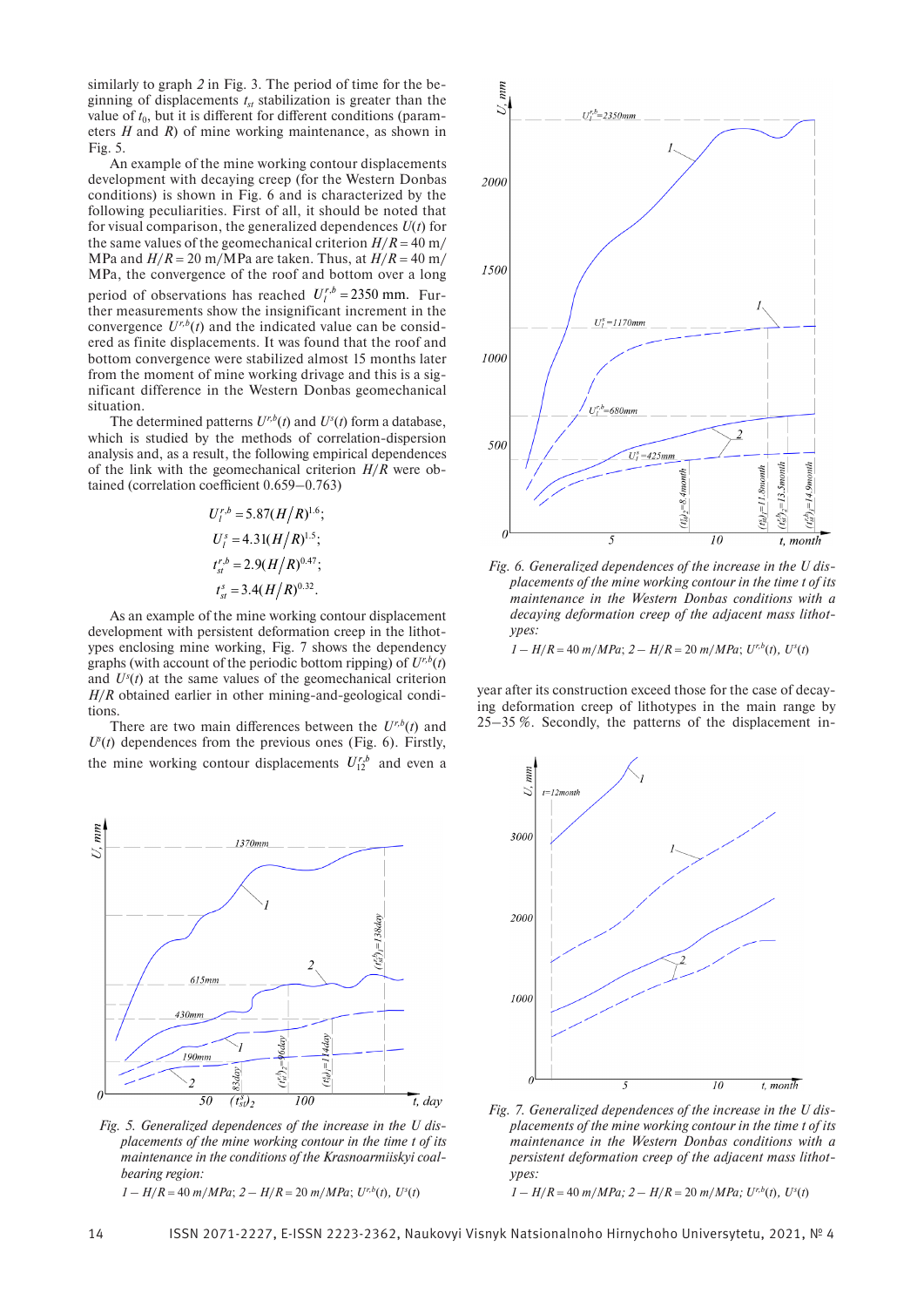similarly to graph *2* in Fig. 3. The period of time for the beginning of displacements $t_{st}$ stabilization is greater than the value of $t_0$, but it is different for different conditions (parameters $H$ and $R$) of mine working maintenance, as shown in Fig. 5.

An example of the mine working contour displacements development with decaying creep (for the Western Donbas conditions) is shown in Fig. 6 and is characterized by the following peculiarities. First of all, it should be noted that for visual comparison, the generalized dependences $U(t)$ for the same values of the geomechanical criterion $H/R = 40$ m/MPa and $H/R = 20$ m/MPa are taken. Thus, at $H/R = 40$ m/MPa, the convergence of the roof and bottom over a long period of observations has reached $U_l^{r,b} = 2350$ mm. Further measurements show the insignificant increment in the convergence $U^{r,b}(t)$ and the indicated value can be considered as finite displacements. It was found that the roof and bottom convergence were stabilized almost 15 months later from the moment of mine working drivage and this is a significant difference in the Western Donbas geomechanical situation.

The determined patterns $U^{r,b}(t)$ and $U^s(t)$ form a database, which is studied by the methods of correlation-dispersion analysis and, as a result, the following empirical dependences of the link with the geomechanical criterion $H/R$ were obtained (correlation coefficient 0.659–0.763)

$$U_l^{r,b} = 5.87(H/R)^{1.6};$$

$$U_l^s = 4.31(H/R)^{1.5};$$

$$t_{st}^{r,b} = 2.9(H/R)^{0.47};$$

$$t_{st}^s = 3.4(H/R)^{0.32}.$$

As an example of the mine working contour displacement development with persistent deformation creep in the lithotypes enclosing mine working, Fig. 7 shows the dependency graphs (with account of the periodic bottom ripping) of $U^{r,b}(t)$ and $U^s(t)$ at the same values of the geomechanical criterion $H/R$ obtained earlier in other mining-and-geological conditions.

There are two main differences between the $U^{r,b}(t)$ and $U^s(t)$ dependences from the previous ones (Fig. 6). Firstly, the mine working contour displacements $U_{12}^{r,b}$ and even a year after its construction exceed those for the case of decaying deformation creep of lithotypes in the main range by 25–35 %. Secondly, the patterns of the displacement in-

*Fig. 5. Generalized dependences of the increase in the U displacements of the mine working contour in the time t of its maintenance in the conditions of the Krasnoarmiiskyi coal-bearing region:*

*1 – $H/R = 40$ m/MPa; 2 – $H/R = 20$ m/MPa; $U^{r,b}(t)$, $U^s(t)$*

*Fig. 6. Generalized dependences of the increase in the U displacements of the mine working contour in the time t of its maintenance in the Western Donbas conditions with a decaying deformation creep of the adjacent mass lithotypes:*

*1 – $H/R = 40$ m/MPa; 2 – $H/R = 20$ m/MPa; $U^{r,b}(t)$, $U^s(t)$*

*Fig. 7. Generalized dependences of the increase in the U displacements of the mine working contour in the time t of its maintenance in the Western Donbas conditions with a persistent deformation creep of the adjacent mass lithotypes:*

*1 – $H/R = 40$ m/MPa; 2 – $H/R = 20$ m/MPa; $U^{r,b}(t)$, $U^s(t)$*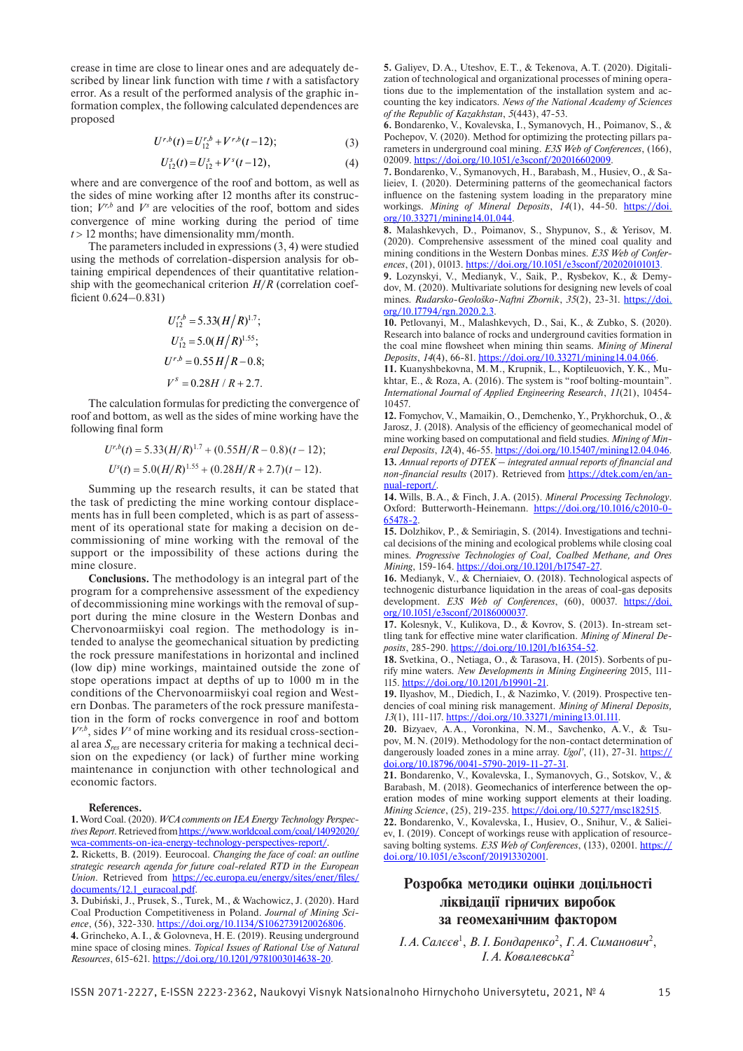crease in time are close to linear ones and are adequately described by linear link function with time $t$ with a satisfactory error. As a result of the performed analysis of the graphic information complex, the following calculated dependences are proposed

$$U^{r,b}(t) = U_{12}^{r,b} + V^{r,b}(t-12); \tag{3}$$

$$U_{12}^{s}(t) = U_{12}^{s} + V^{s}(t-12), \tag{4}$$

where and are convergence of the roof and bottom, as well as the sides of mine working after 12 months after its construction; $V^{r,b}$ and $V^s$ are velocities of the roof, bottom and sides convergence of mine working during the period of time $t > 12$ months; have dimensionality mm/month.

The parameters included in expressions (3, 4) were studied using the methods of correlation-dispersion analysis for obtaining empirical dependences of their quantitative relationship with the geomechanical criterion $H/R$ (correlation coefficient 0.624–0.831)

$$U_{12}^{r,b} = 5.33(H/R)^{1.7};$$

$$U_{12}^{s} = 5.0(H/R)^{1.55};$$

$$U^{r,b} = 0.55H/R - 0.8;$$

$$V^{S} = 0.28H/R + 2.7.$$

The calculation formulas for predicting the convergence of roof and bottom, as well as the sides of mine working have the following final form

$$U^{r,b}(t) = 5.33(H/R)^{1.7} + (0.55H/R - 0.8)(t-12);$$

$$U^{s}(t) = 5.0(H/R)^{1.55} + (0.28H/R + 2.7)(t-12).$$

Summing up the research results, it can be stated that the task of predicting the mine working contour displacements has in full been completed, which is as part of assessment of its operational state for making a decision on decommissioning of mine working with the removal of the support or the impossibility of these actions during the mine closure.

**Conclusions.** The methodology is an integral part of the program for a comprehensive assessment of the expediency of decommissioning mine workings with the removal of support during the mine closure in the Western Donbas and Chervonoarmiiskyi coal region. The methodology is intended to analyse the geomechanical situation by predicting the rock pressure manifestations in horizontal and inclined (low dip) mine workings, maintained outside the zone of stope operations impact at depths of up to 1000 m in the conditions of the Chervonoarmiiskyi coal region and Western Donbas. The parameters of the rock pressure manifestation in the form of rocks convergence in roof and bottom $V^{r,b}$, sides $V^s$ of mine working and its residual cross-sectional area $S_{res}$ are necessary criteria for making a technical decision on the expediency (or lack) of further mine working maintenance in conjunction with other technological and economic factors.

## References.

**1.** Word Coal. (2020). *WCA comments on IEA Energy Technology Perspectives Report*. Retrieved from https://www.worldcoal.com/coal/14092020/wca-comments-on-iea-energy-technology-perspectives-report/.

**2.** Ricketts, B. (2019). Eurocoal. *Changing the face of coal: an outline strategic research agenda for future coal-related RTD in the European Union*. Retrieved from https://ec.europa.eu/energy/sites/ener/files/documents/12.1_euracoal.pdf.

**3.** Dubiński, J., Prusek, S., Turek, M., & Wachowicz, J. (2020). Hard Coal Production Competitiveness in Poland. *Journal of Mining Science*, (56), 322-330. https://doi.org/10.1134/S1062739120026806.

**4.** Grincheko, A. I., & Golovneva, H. E. (2019). Reusing underground mine space of closing mines. *Topical Issues of Rational Use of Natural Resources*, 615-621. https://doi.org/10.1201/9781003014638-20.

**5.** Galiyev, D. A., Uteshov, E. T., & Tekenova, A. T. (2020). Digitalization of technological and organizational processes of mining operations due to the implementation of the installation system and accounting the key indicators. *News of the National Academy of Sciences of the Republic of Kazakhstan*, *5*(443), 47-53.

**6.** Bondarenko, V., Kovalevska, I., Symanovych, H., Poimanov, S., & Pochepov, V. (2020). Method for optimizing the protecting pillars parameters in underground coal mining. *E3S Web of Conferences*, (166), 02009. https://doi.org/10.1051/e3sconf/202016602009.

**7.** Bondarenko, V., Symanovych, H., Barabash, M., Husiev, O., & Salieiev, I. (2020). Determining patterns of the geomechanical factors influence on the fastening system loading in the preparatory mine workings. *Mining of Mineral Deposits*, *14*(1), 44-50. https://doi.org/10.33271/mining14.01.044.

**8.** Malashkevych, D., Poimanov, S., Shypunov, S., & Yerisov, M. (2020). Comprehensive assessment of the mined coal quality and mining conditions in the Western Donbas mines. *E3S Web of Conferences*, (201), 01013. https://doi.org/10.1051/e3sconf/202020101013.

**9.** Lozynskyi, V., Medianyk, V., Saik, P., Rysbekov, K., & Demydov, M. (2020). Multivariate solutions for designing new levels of coal mines. *Rudarsko-Geološko-Naftni Zbornik*, *35*(2), 23-31. https://doi.org/10.17794/rgn.2020.2.3.

**10.** Petlovanyi, M., Malashkevych, D., Sai, K., & Zubko, S. (2020). Research into balance of rocks and underground cavities formation in the coal mine flowsheet when mining thin seams. *Mining of Mineral Deposits*, *14*(4), 66-81. https://doi.org/10.33271/mining14.04.066.

**11.** Kuanyshbekovna, M. M., Krupnik, L., Koptileuovich, Y. K., Mukhtar, E., & Roza, A. (2016). The system is "roof bolting-mountain". *International Journal of Applied Engineering Research*, *11*(21), 10454-10457.

**12.** Fomychov, V., Mamaikin, O., Demchenko, Y., Prykhorchuk, O., & Jarosz, J. (2018). Analysis of the efficiency of geomechanical model of mine working based on computational and field studies. *Mining of Mineral Deposits*, *12*(4), 46-55. https://doi.org/10.15407/mining12.04.046.

**13.** *Annual reports of DTEK – integrated annual reports of financial and non-financial results* (2017). Retrieved from https://dtek.com/en/annual-report/.

**14.** Wills, B. A., & Finch, J. A. (2015). *Mineral Processing Technology*. Oxford: Butterworth-Heinemann. https://doi.org/10.1016/c2010-0-65478-2.

**15.** Dolzhikov, P., & Semiriagin, S. (2014). Investigations and technical decisions of the mining and ecological problems while closing coal mines. *Progressive Technologies of Coal, Coalbed Methane, and Ores Mining*, 159-164. https://doi.org/10.1201/b17547-27.

**16.** Medianyk, V., & Cherniaiev, O. (2018). Technological aspects of technogenic disturbance liquidation in the areas of coal-gas deposits development. *E3S Web of Conferences*, (60), 00037. https://doi.org/10.1051/e3sconf/20186000037.

**17.** Kolesnyk, V., Kulikova, D., & Kovrov, S. (2013). In-stream settling tank for effective mine water clarification. *Mining of Mineral Deposits*, 285-290. https://doi.org/10.1201/b16354-52.

**18.** Svetkina, O., Netiaga, O., & Tarasova, H. (2015). Sorbents of purify mine waters. *New Developments in Mining Engineering* 2015, 111-115. https://doi.org/10.1201/b19901-21.

**19.** Ilyashov, M., Diedich, I., & Nazimko, V. (2019). Prospective tendencies of coal mining risk management. *Mining of Mineral Deposits*, *13*(1), 111-117. https://doi.org/10.33271/mining13.01.111.

**20.** Bizyaev, A. A., Voronkina, N. M., Savchenko, A. V., & Tsupov, M. N. (2019). Methodology for the non-contact determination of dangerously loaded zones in a mine array. *Ugol'*, (11), 27-31. https://doi.org/10.18796/0041-5790-2019-11-27-31.

**21.** Bondarenko, V., Kovalevska, I., Symanovych, G., Sotskov, V., & Barabash, M. (2018). Geomechanics of interference between the operation modes of mine working support elements at their loading. *Mining Science*, (25), 219-235. https://doi.org/10.5277/msc182515.

**22.** Bondarenko, V., Kovalevska, I., Husiev, O., Snihur, V., & Salieiev, I. (2019). Concept of workings reuse with application of resource-saving bolting systems. *E3S Web of Conferences*, (133), 02001. https://doi.org/10.1051/e3sconf/201913302001.

# Розробка методики оцінки доцільності ліквідації гірничих виробок за геомеханічним фактором

*І. А. Салєєв*[1], *В. І. Бондаренко*[2], *Г. А. Симанович*[2], *І. А. Ковалевська*[2]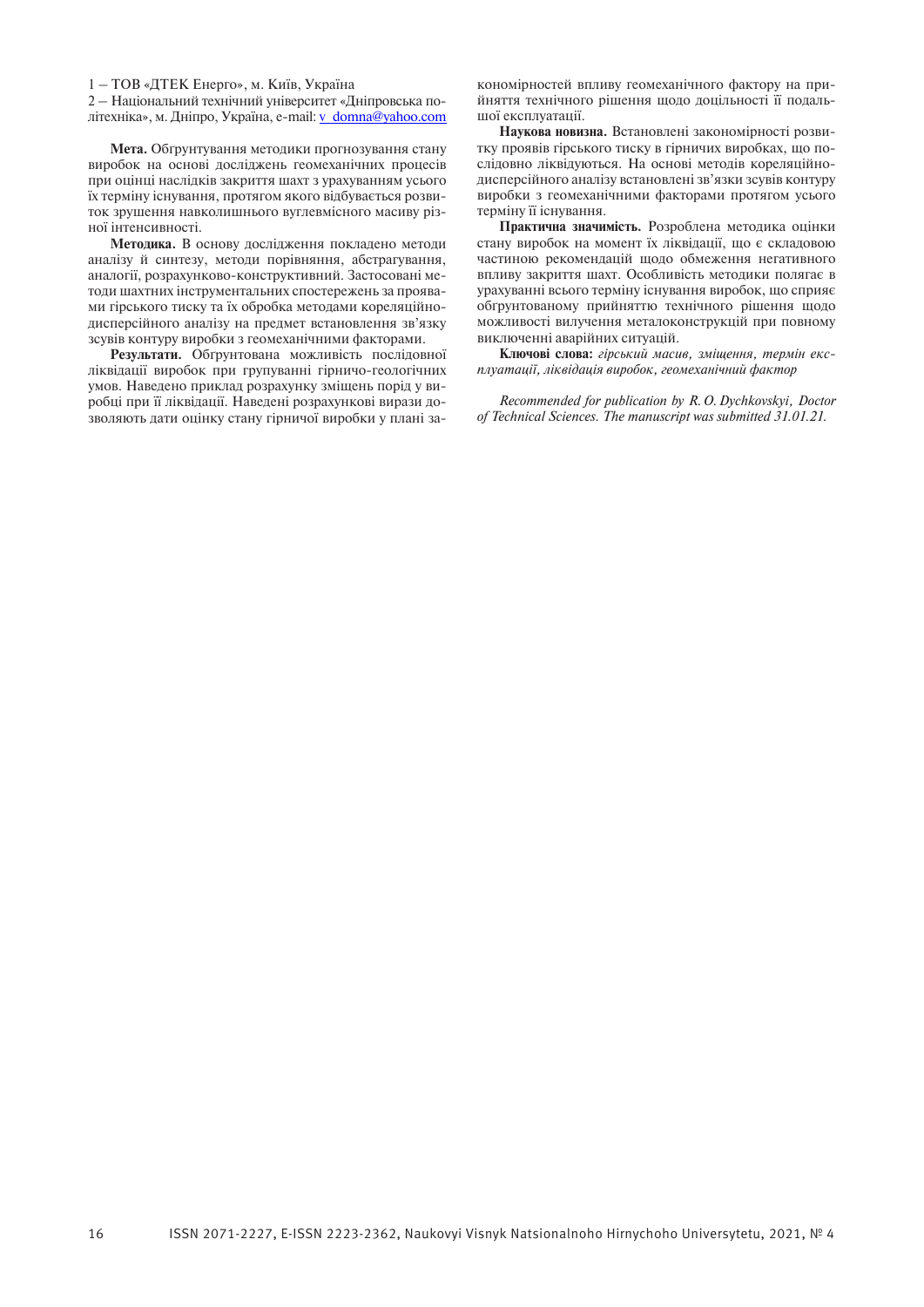1 – ТОВ «ДТЕК Енерго», м. Київ, Україна

2 – Національний технічний університет «Дніпровська політехніка», м. Дніпро, Україна, e-mail: v_domna@yahoo.com

**Мета.** Обґрунтування методики прогнозування стану виробок на основі досліджень геомеханічних процесів при оцінці наслідків закриття шахт з урахуванням усього їх терміну існування, протягом якого відбувається розвиток зрушення навколишнього вуглевмісного масиву різної інтенсивності.

**Методика.** В основу дослідження покладено методи аналізу й синтезу, методи порівняння, абстрагування, аналогії, розрахунково-конструктивний. Застосовані методи шахтних інструментальних спостережень за проявами гірського тиску та їх обробка методами кореляційно-дисперсійного аналізу на предмет встановлення зв'язку зсувів контуру виробки з геомеханічними факторами.

**Результати.** Обґрунтована можливість послідовної ліквідації виробок при групуванні гірничо-геологічних умов. Наведено приклад розрахунку зміщень порід у виробці при її ліквідації. Наведені розрахункові вирази дозволяють дати оцінку стану гірничої виробки у плані закономірностей впливу геомеханічного фактору на прийняття технічного рішення щодо доцільності її подальшої експлуатації.

**Наукова новизна.** Встановлені закономірності розвитку проявів гірського тиску в гірничих виробках, що послідовно ліквідуються. На основі методів кореляційно-дисперсійного аналізу встановлені зв'язки зсувів контуру виробки з геомеханічними факторами протягом усього терміну її існування.

**Практична значимість.** Розроблена методика оцінки стану виробок на момент їх ліквідації, що є складовою частиною рекомендацій щодо обмеження негативного впливу закриття шахт. Особливість методики полягає в урахуванні всього терміну існування виробок, що сприяє обґрунтованому прийняттю технічного рішення щодо можливості вилучення металоконструкцій при повному виключенні аварійних ситуацій.

**Ключові слова:** *гірський масив, зміщення, термін експлуатації, ліквідація виробок, геомеханічний фактор*

*Recommended for publication by R. O. Dychkovskyi, Doctor of Technical Sciences. The manuscript was submitted 31.01.21.*